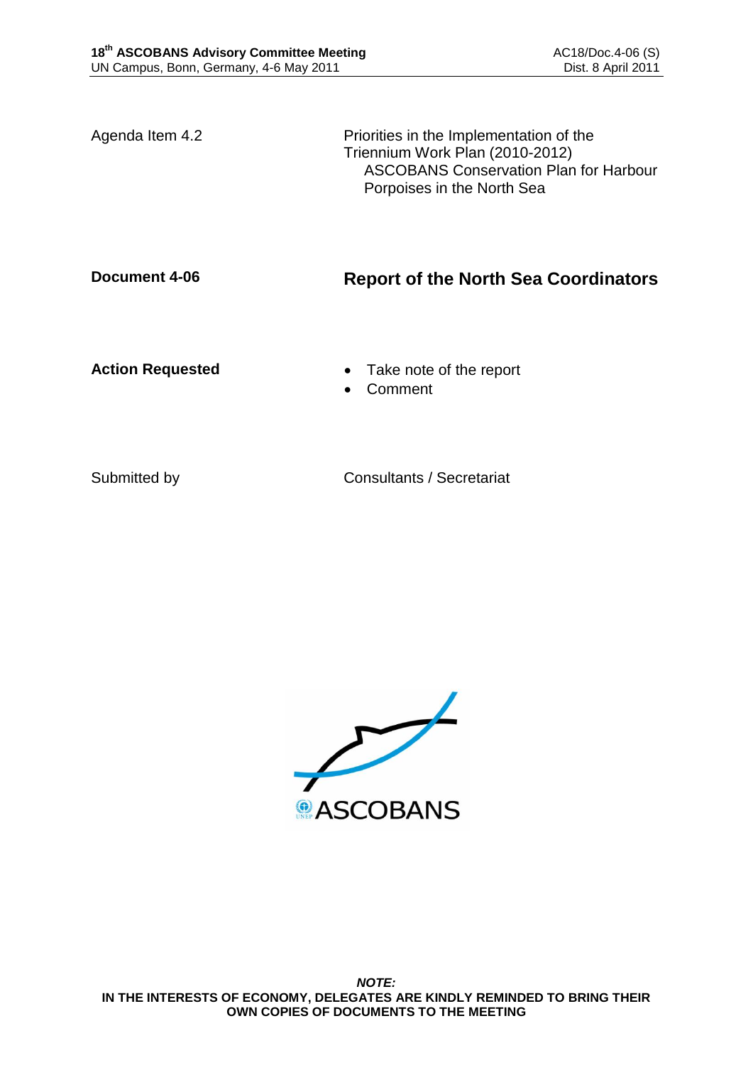| | |
|---|---|
| Agenda Item 4.2 | Priorities in the Implementation of the Triennium Work Plan (2010-2012) ASCOBANS Conservation Plan for Harbour Porpoises in the North Sea |
| **Document 4-06** | **Report of the North Sea Coordinators** |
| **Action Requested** | • Take note of the report<br>• Comment |
| Submitted by | Consultants / Secretariat |

***NOTE:***
**IN THE INTERESTS OF ECONOMY, DELEGATES ARE KINDLY REMINDED TO BRING THEIR OWN COPIES OF DOCUMENTS TO THE MEETING**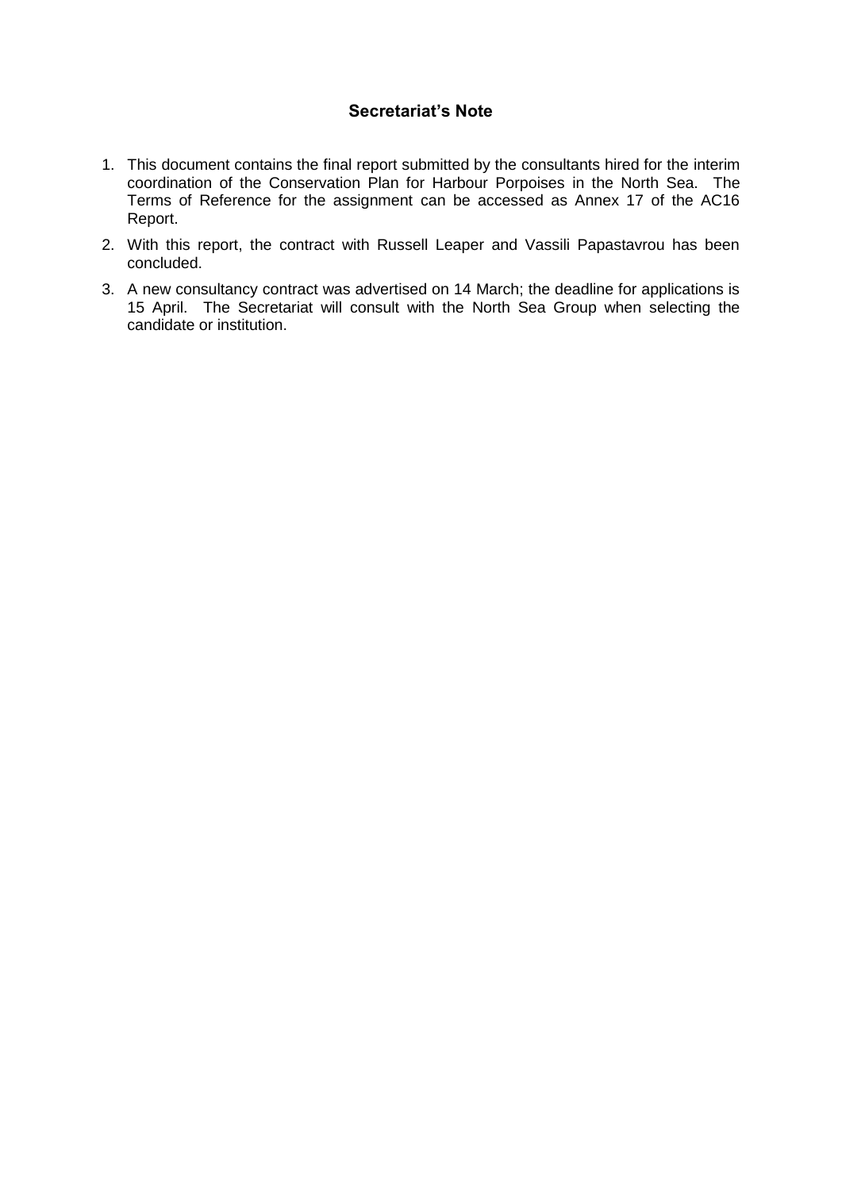## Secretariat's Note

1. This document contains the final report submitted by the consultants hired for the interim coordination of the Conservation Plan for Harbour Porpoises in the North Sea. The Terms of Reference for the assignment can be accessed as Annex 17 of the AC16 Report.
2. With this report, the contract with Russell Leaper and Vassili Papastavrou has been concluded.
3. A new consultancy contract was advertised on 14 March; the deadline for applications is 15 April. The Secretariat will consult with the North Sea Group when selecting the candidate or institution.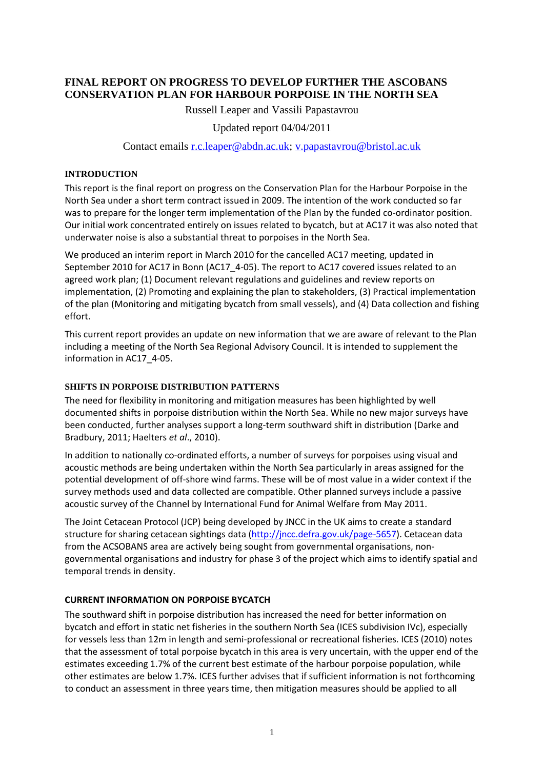# FINAL REPORT ON PROGRESS TO DEVELOP FURTHER THE ASCOBANS CONSERVATION PLAN FOR HARBOUR PORPOISE IN THE NORTH SEA

Russell Leaper and Vassili Papastavrou

Updated report 04/04/2011

Contact emails r.c.leaper@abdn.ac.uk; v.papastavrou@bristol.ac.uk

## INTRODUCTION

This report is the final report on progress on the Conservation Plan for the Harbour Porpoise in the North Sea under a short term contract issued in 2009. The intention of the work conducted so far was to prepare for the longer term implementation of the Plan by the funded co-ordinator position. Our initial work concentrated entirely on issues related to bycatch, but at AC17 it was also noted that underwater noise is also a substantial threat to porpoises in the North Sea.

We produced an interim report in March 2010 for the cancelled AC17 meeting, updated in September 2010 for AC17 in Bonn (AC17_4-05). The report to AC17 covered issues related to an agreed work plan; (1) Document relevant regulations and guidelines and review reports on implementation, (2) Promoting and explaining the plan to stakeholders, (3) Practical implementation of the plan (Monitoring and mitigating bycatch from small vessels), and (4) Data collection and fishing effort.

This current report provides an update on new information that we are aware of relevant to the Plan including a meeting of the North Sea Regional Advisory Council. It is intended to supplement the information in AC17_4-05.

## SHIFTS IN PORPOISE DISTRIBUTION PATTERNS

The need for flexibility in monitoring and mitigation measures has been highlighted by well documented shifts in porpoise distribution within the North Sea. While no new major surveys have been conducted, further analyses support a long-term southward shift in distribution (Darke and Bradbury, 2011; Haelters *et al*., 2010).

In addition to nationally co-ordinated efforts, a number of surveys for porpoises using visual and acoustic methods are being undertaken within the North Sea particularly in areas assigned for the potential development of off-shore wind farms. These will be of most value in a wider context if the survey methods used and data collected are compatible. Other planned surveys include a passive acoustic survey of the Channel by International Fund for Animal Welfare from May 2011.

The Joint Cetacean Protocol (JCP) being developed by JNCC in the UK aims to create a standard structure for sharing cetacean sightings data (http://jncc.defra.gov.uk/page-5657). Cetacean data from the ACSOBANS area are actively being sought from governmental organisations, non-governmental organisations and industry for phase 3 of the project which aims to identify spatial and temporal trends in density.

## CURRENT INFORMATION ON PORPOISE BYCATCH

The southward shift in porpoise distribution has increased the need for better information on bycatch and effort in static net fisheries in the southern North Sea (ICES subdivision IVc), especially for vessels less than 12m in length and semi-professional or recreational fisheries. ICES (2010) notes that the assessment of total porpoise bycatch in this area is very uncertain, with the upper end of the estimates exceeding 1.7% of the current best estimate of the harbour porpoise population, while other estimates are below 1.7%. ICES further advises that if sufficient information is not forthcoming to conduct an assessment in three years time, then mitigation measures should be applied to all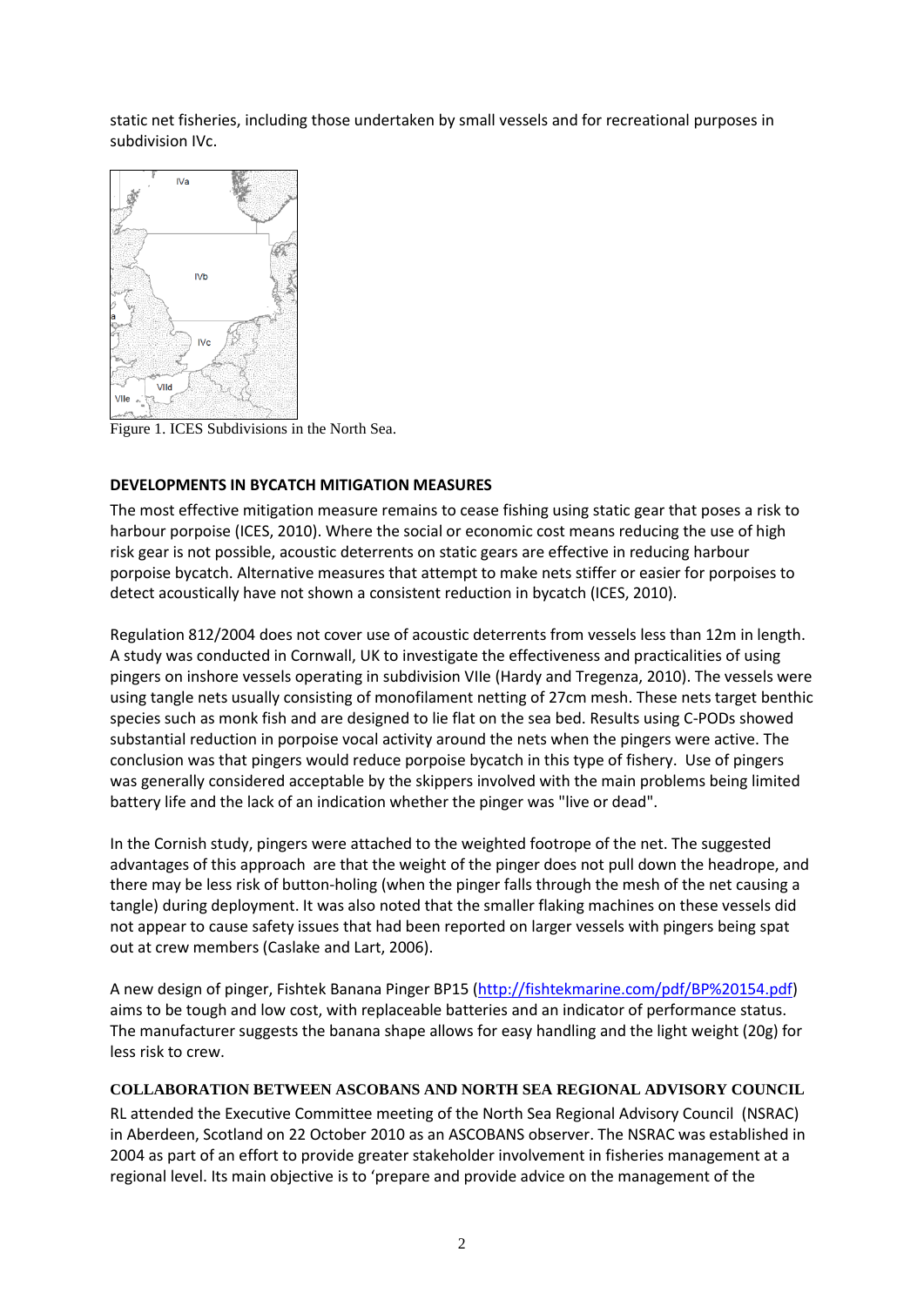static net fisheries, including those undertaken by small vessels and for recreational purposes in subdivision IVc.

Figure 1. ICES Subdivisions in the North Sea.

**DEVELOPMENTS IN BYCATCH MITIGATION MEASURES**

The most effective mitigation measure remains to cease fishing using static gear that poses a risk to harbour porpoise (ICES, 2010). Where the social or economic cost means reducing the use of high risk gear is not possible, acoustic deterrents on static gears are effective in reducing harbour porpoise bycatch. Alternative measures that attempt to make nets stiffer or easier for porpoises to detect acoustically have not shown a consistent reduction in bycatch (ICES, 2010).

Regulation 812/2004 does not cover use of acoustic deterrents from vessels less than 12m in length. A study was conducted in Cornwall, UK to investigate the effectiveness and practicalities of using pingers on inshore vessels operating in subdivision VIIe (Hardy and Tregenza, 2010). The vessels were using tangle nets usually consisting of monofilament netting of 27cm mesh. These nets target benthic species such as monk fish and are designed to lie flat on the sea bed. Results using C-PODs showed substantial reduction in porpoise vocal activity around the nets when the pingers were active. The conclusion was that pingers would reduce porpoise bycatch in this type of fishery. Use of pingers was generally considered acceptable by the skippers involved with the main problems being limited battery life and the lack of an indication whether the pinger was "live or dead".

In the Cornish study, pingers were attached to the weighted footrope of the net. The suggested advantages of this approach are that the weight of the pinger does not pull down the headrope, and there may be less risk of button-holing (when the pinger falls through the mesh of the net causing a tangle) during deployment. It was also noted that the smaller flaking machines on these vessels did not appear to cause safety issues that had been reported on larger vessels with pingers being spat out at crew members (Caslake and Lart, 2006).

A new design of pinger, Fishtek Banana Pinger BP15 (http://fishtekmarine.com/pdf/BP%20154.pdf) aims to be tough and low cost, with replaceable batteries and an indicator of performance status. The manufacturer suggests the banana shape allows for easy handling and the light weight (20g) for less risk to crew.

**COLLABORATION BETWEEN ASCOBANS AND NORTH SEA REGIONAL ADVISORY COUNCIL**

RL attended the Executive Committee meeting of the North Sea Regional Advisory Council (NSRAC) in Aberdeen, Scotland on 22 October 2010 as an ASCOBANS observer. The NSRAC was established in 2004 as part of an effort to provide greater stakeholder involvement in fisheries management at a regional level. Its main objective is to 'prepare and provide advice on the management of the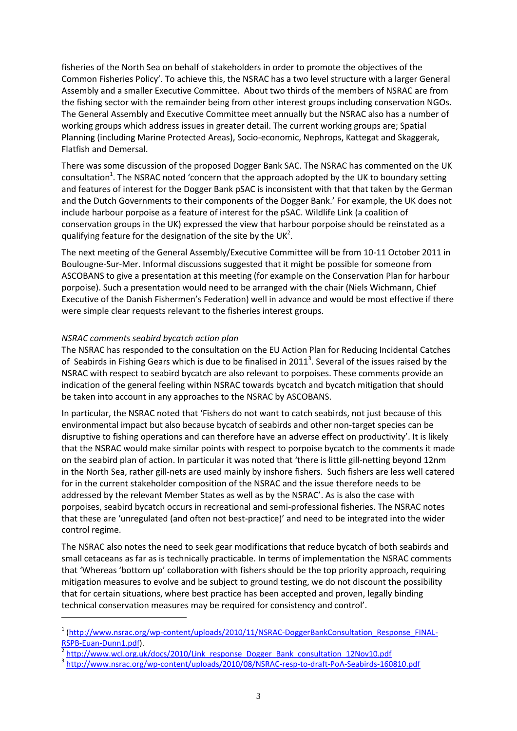fisheries of the North Sea on behalf of stakeholders in order to promote the objectives of the Common Fisheries Policy'. To achieve this, the NSRAC has a two level structure with a larger General Assembly and a smaller Executive Committee. About two thirds of the members of NSRAC are from the fishing sector with the remainder being from other interest groups including conservation NGOs. The General Assembly and Executive Committee meet annually but the NSRAC also has a number of working groups which address issues in greater detail. The current working groups are; Spatial Planning (including Marine Protected Areas), Socio-economic, Nephrops, Kattegat and Skaggerak, Flatfish and Demersal.

There was some discussion of the proposed Dogger Bank SAC. The NSRAC has commented on the UK consultation[1]. The NSRAC noted 'concern that the approach adopted by the UK to boundary setting and features of interest for the Dogger Bank pSAC is inconsistent with that that taken by the German and the Dutch Governments to their components of the Dogger Bank.' For example, the UK does not include harbour porpoise as a feature of interest for the pSAC. Wildlife Link (a coalition of conservation groups in the UK) expressed the view that harbour porpoise should be reinstated as a qualifying feature for the designation of the site by the UK[2].

The next meeting of the General Assembly/Executive Committee will be from 10-11 October 2011 in Boulougne-Sur-Mer. Informal discussions suggested that it might be possible for someone from ASCOBANS to give a presentation at this meeting (for example on the Conservation Plan for harbour porpoise). Such a presentation would need to be arranged with the chair (Niels Wichmann, Chief Executive of the Danish Fishermen's Federation) well in advance and would be most effective if there were simple clear requests relevant to the fisheries interest groups.

*NSRAC comments seabird bycatch action plan*

The NSRAC has responded to the consultation on the EU Action Plan for Reducing Incidental Catches of Seabirds in Fishing Gears which is due to be finalised in 2011[3]. Several of the issues raised by the NSRAC with respect to seabird bycatch are also relevant to porpoises. These comments provide an indication of the general feeling within NSRAC towards bycatch and bycatch mitigation that should be taken into account in any approaches to the NSRAC by ASCOBANS.

In particular, the NSRAC noted that 'Fishers do not want to catch seabirds, not just because of this environmental impact but also because bycatch of seabirds and other non-target species can be disruptive to fishing operations and can therefore have an adverse effect on productivity'. It is likely that the NSRAC would make similar points with respect to porpoise bycatch to the comments it made on the seabird plan of action. In particular it was noted that 'there is little gill-netting beyond 12nm in the North Sea, rather gill-nets are used mainly by inshore fishers. Such fishers are less well catered for in the current stakeholder composition of the NSRAC and the issue therefore needs to be addressed by the relevant Member States as well as by the NSRAC'. As is also the case with porpoises, seabird bycatch occurs in recreational and semi-professional fisheries. The NSRAC notes that these are 'unregulated (and often not best-practice)' and need to be integrated into the wider control regime.

The NSRAC also notes the need to seek gear modifications that reduce bycatch of both seabirds and small cetaceans as far as is technically practicable. In terms of implementation the NSRAC comments that 'Whereas 'bottom up' collaboration with fishers should be the top priority approach, requiring mitigation measures to evolve and be subject to ground testing, we do not discount the possibility that for certain situations, where best practice has been accepted and proven, legally binding technical conservation measures may be required for consistency and control'.

---

[1] (http://www.nsrac.org/wp-content/uploads/2010/11/NSRAC-DoggerBankConsultation_Response_FINAL-RSPB-Euan-Dunn1.pdf).

[2] http://www.wcl.org.uk/docs/2010/Link_response_Dogger_Bank_consultation_12Nov10.pdf

[3] http://www.nsrac.org/wp-content/uploads/2010/08/NSRAC-resp-to-draft-PoA-Seabirds-160810.pdf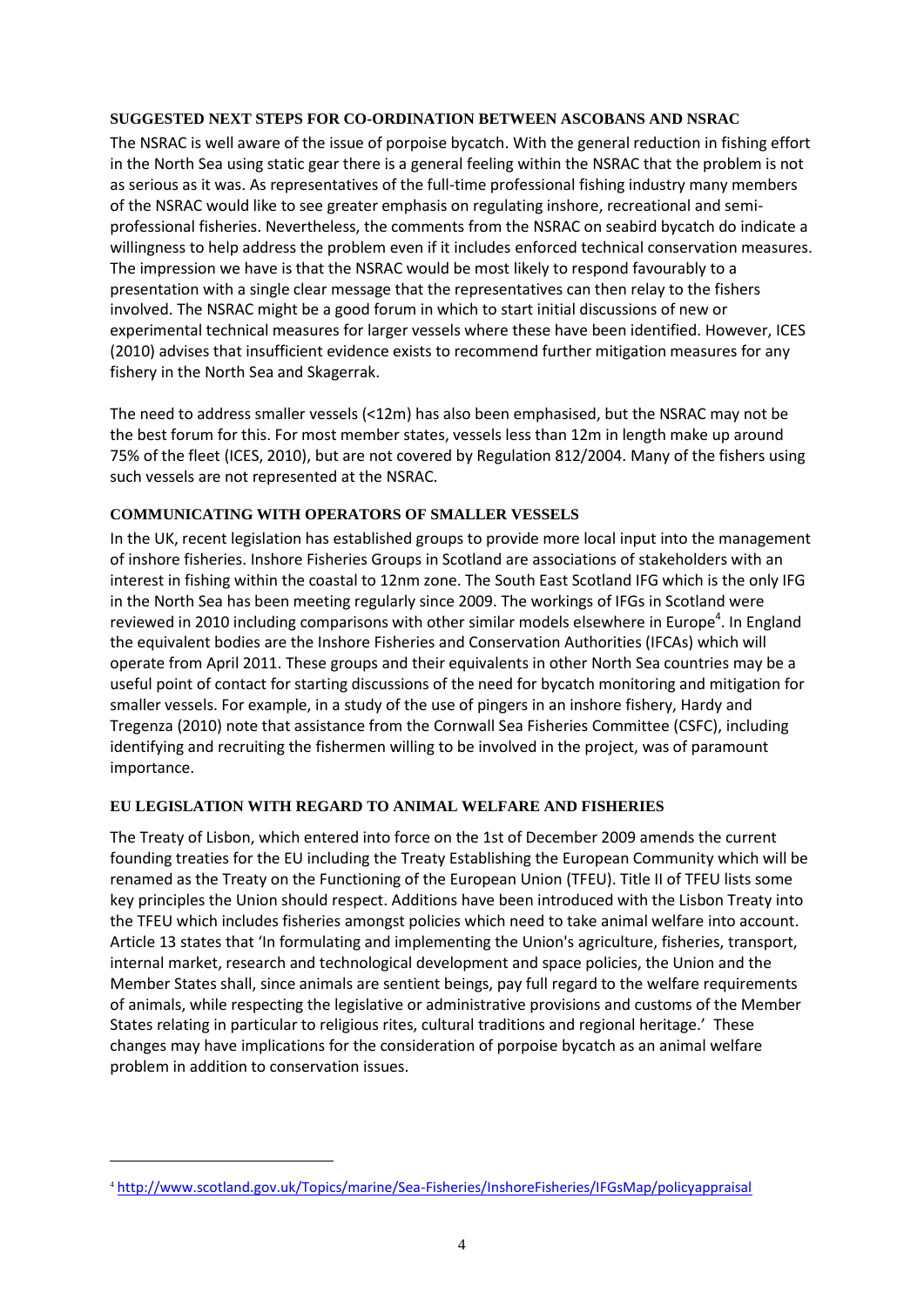### SUGGESTED NEXT STEPS FOR CO-ORDINATION BETWEEN ASCOBANS AND NSRAC

The NSRAC is well aware of the issue of porpoise bycatch. With the general reduction in fishing effort in the North Sea using static gear there is a general feeling within the NSRAC that the problem is not as serious as it was. As representatives of the full-time professional fishing industry many members of the NSRAC would like to see greater emphasis on regulating inshore, recreational and semi-professional fisheries. Nevertheless, the comments from the NSRAC on seabird bycatch do indicate a willingness to help address the problem even if it includes enforced technical conservation measures. The impression we have is that the NSRAC would be most likely to respond favourably to a presentation with a single clear message that the representatives can then relay to the fishers involved. The NSRAC might be a good forum in which to start initial discussions of new or experimental technical measures for larger vessels where these have been identified. However, ICES (2010) advises that insufficient evidence exists to recommend further mitigation measures for any fishery in the North Sea and Skagerrak.

The need to address smaller vessels (<12m) has also been emphasised, but the NSRAC may not be the best forum for this. For most member states, vessels less than 12m in length make up around 75% of the fleet (ICES, 2010), but are not covered by Regulation 812/2004. Many of the fishers using such vessels are not represented at the NSRAC.

### COMMUNICATING WITH OPERATORS OF SMALLER VESSELS

In the UK, recent legislation has established groups to provide more local input into the management of inshore fisheries. Inshore Fisheries Groups in Scotland are associations of stakeholders with an interest in fishing within the coastal to 12nm zone. The South East Scotland IFG which is the only IFG in the North Sea has been meeting regularly since 2009. The workings of IFGs in Scotland were reviewed in 2010 including comparisons with other similar models elsewhere in Europe[4]. In England the equivalent bodies are the Inshore Fisheries and Conservation Authorities (IFCAs) which will operate from April 2011. These groups and their equivalents in other North Sea countries may be a useful point of contact for starting discussions of the need for bycatch monitoring and mitigation for smaller vessels. For example, in a study of the use of pingers in an inshore fishery, Hardy and Tregenza (2010) note that assistance from the Cornwall Sea Fisheries Committee (CSFC), including identifying and recruiting the fishermen willing to be involved in the project, was of paramount importance.

### EU LEGISLATION WITH REGARD TO ANIMAL WELFARE AND FISHERIES

The Treaty of Lisbon, which entered into force on the 1st of December 2009 amends the current founding treaties for the EU including the Treaty Establishing the European Community which will be renamed as the Treaty on the Functioning of the European Union (TFEU). Title II of TFEU lists some key principles the Union should respect. Additions have been introduced with the Lisbon Treaty into the TFEU which includes fisheries amongst policies which need to take animal welfare into account. Article 13 states that 'In formulating and implementing the Union's agriculture, fisheries, transport, internal market, research and technological development and space policies, the Union and the Member States shall, since animals are sentient beings, pay full regard to the welfare requirements of animals, while respecting the legislative or administrative provisions and customs of the Member States relating in particular to religious rites, cultural traditions and regional heritage.' These changes may have implications for the consideration of porpoise bycatch as an animal welfare problem in addition to conservation issues.

---

[4] http://www.scotland.gov.uk/Topics/marine/Sea-Fisheries/InshoreFisheries/IFGsMap/policyappraisal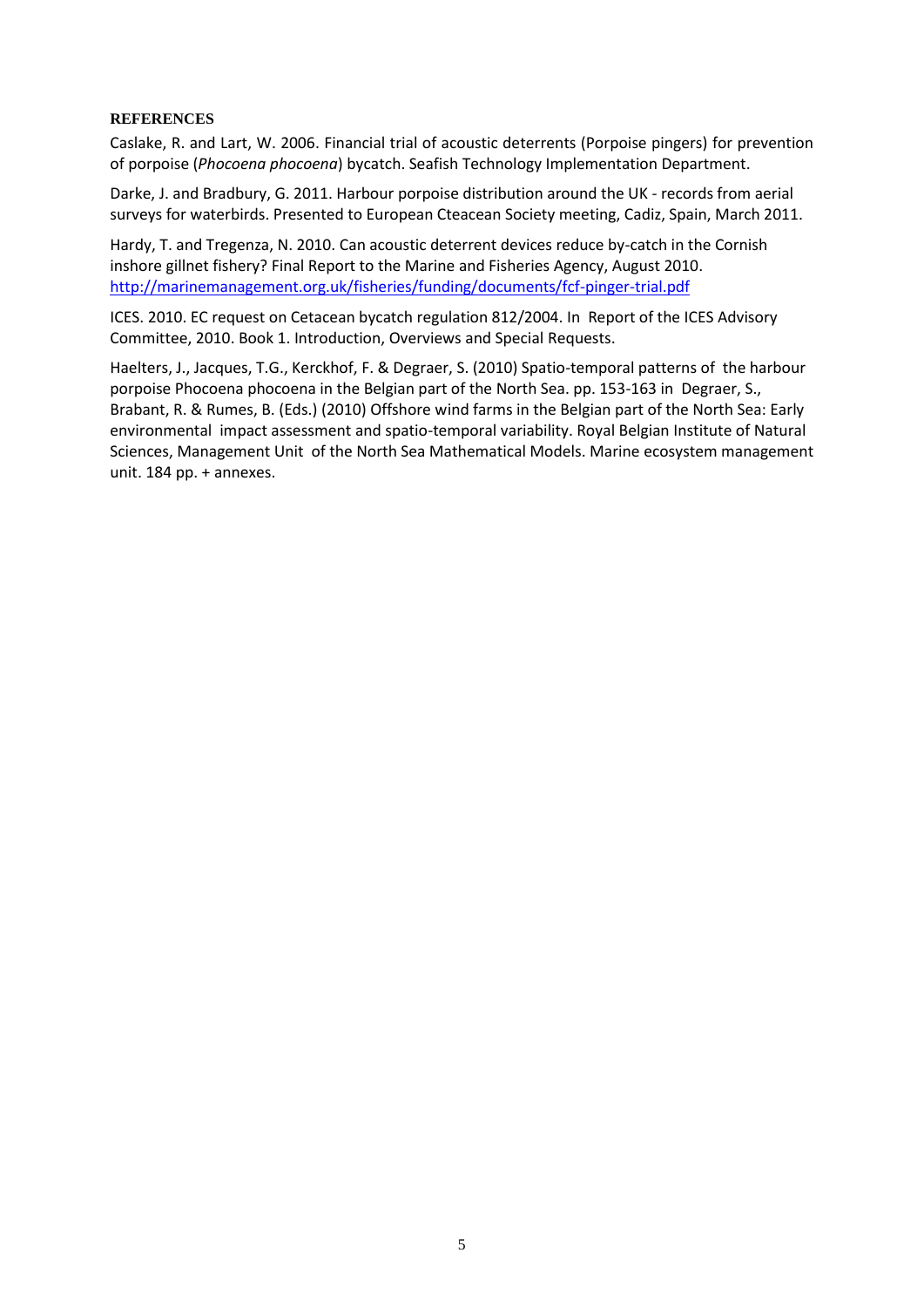**REFERENCES**

Caslake, R. and Lart, W. 2006. Financial trial of acoustic deterrents (Porpoise pingers) for prevention of porpoise (*Phocoena phocoena*) bycatch. Seafish Technology Implementation Department.

Darke, J. and Bradbury, G. 2011. Harbour porpoise distribution around the UK - records from aerial surveys for waterbirds. Presented to European Cteacean Society meeting, Cadiz, Spain, March 2011.

Hardy, T. and Tregenza, N. 2010. Can acoustic deterrent devices reduce by-catch in the Cornish inshore gillnet fishery? Final Report to the Marine and Fisheries Agency, August 2010. http://marinemanagement.org.uk/fisheries/funding/documents/fcf-pinger-trial.pdf

ICES. 2010. EC request on Cetacean bycatch regulation 812/2004. In Report of the ICES Advisory Committee, 2010. Book 1. Introduction, Overviews and Special Requests.

Haelters, J., Jacques, T.G., Kerckhof, F. & Degraer, S. (2010) Spatio-temporal patterns of the harbour porpoise Phocoena phocoena in the Belgian part of the North Sea. pp. 153-163 in Degraer, S., Brabant, R. & Rumes, B. (Eds.) (2010) Offshore wind farms in the Belgian part of the North Sea: Early environmental impact assessment and spatio-temporal variability. Royal Belgian Institute of Natural Sciences, Management Unit of the North Sea Mathematical Models. Marine ecosystem management unit. 184 pp. + annexes.